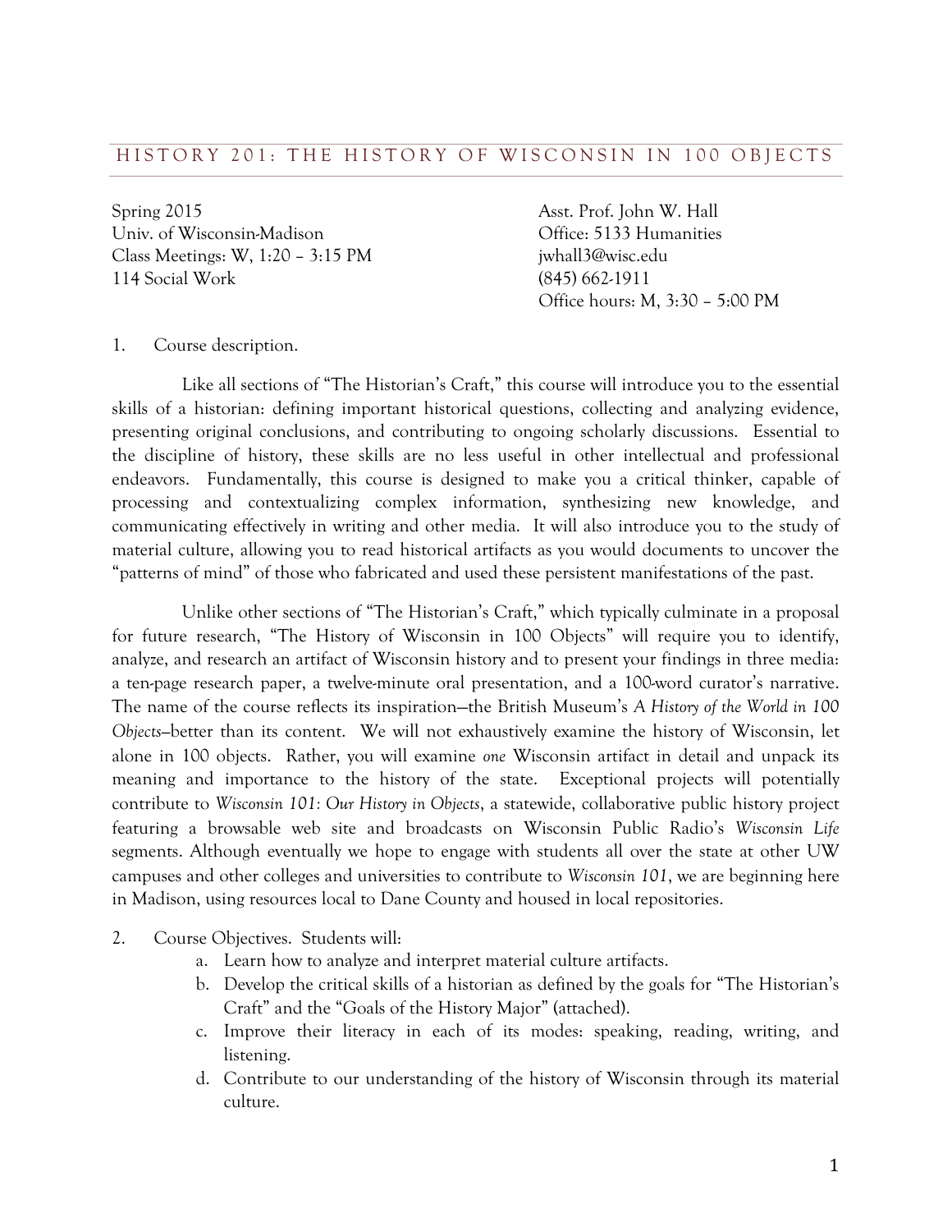# HISTORY 201: THE HISTORY OF WISCONSIN IN 100 OBJECTS

Spring 2015
Univ. of Wisconsin-Madison
Class Meetings: W, 1:20 – 3:15 PM
114 Social Work

Asst. Prof. John W. Hall
Office: 5133 Humanities
jwhall3@wisc.edu
(845) 662-1911
Office hours: M, 3:30 – 5:00 PM

1. Course description.

Like all sections of "The Historian's Craft," this course will introduce you to the essential skills of a historian: defining important historical questions, collecting and analyzing evidence, presenting original conclusions, and contributing to ongoing scholarly discussions. Essential to the discipline of history, these skills are no less useful in other intellectual and professional endeavors. Fundamentally, this course is designed to make you a critical thinker, capable of processing and contextualizing complex information, synthesizing new knowledge, and communicating effectively in writing and other media. It will also introduce you to the study of material culture, allowing you to read historical artifacts as you would documents to uncover the "patterns of mind" of those who fabricated and used these persistent manifestations of the past.

Unlike other sections of "The Historian's Craft," which typically culminate in a proposal for future research, "The History of Wisconsin in 100 Objects" will require you to identify, analyze, and research an artifact of Wisconsin history and to present your findings in three media: a ten-page research paper, a twelve-minute oral presentation, and a 100-word curator's narrative. The name of the course reflects its inspiration—the British Museum's *A History of the World in 100 Objects*—better than its content. We will not exhaustively examine the history of Wisconsin, let alone in 100 objects. Rather, you will examine *one* Wisconsin artifact in detail and unpack its meaning and importance to the history of the state. Exceptional projects will potentially contribute to *Wisconsin 101: Our History in Objects*, a statewide, collaborative public history project featuring a browsable web site and broadcasts on Wisconsin Public Radio's *Wisconsin Life* segments. Although eventually we hope to engage with students all over the state at other UW campuses and other colleges and universities to contribute to *Wisconsin 101*, we are beginning here in Madison, using resources local to Dane County and housed in local repositories.

2. Course Objectives. Students will:
    a. Learn how to analyze and interpret material culture artifacts.
    b. Develop the critical skills of a historian as defined by the goals for "The Historian's Craft" and the "Goals of the History Major" (attached).
    c. Improve their literacy in each of its modes: speaking, reading, writing, and listening.
    d. Contribute to our understanding of the history of Wisconsin through its material culture.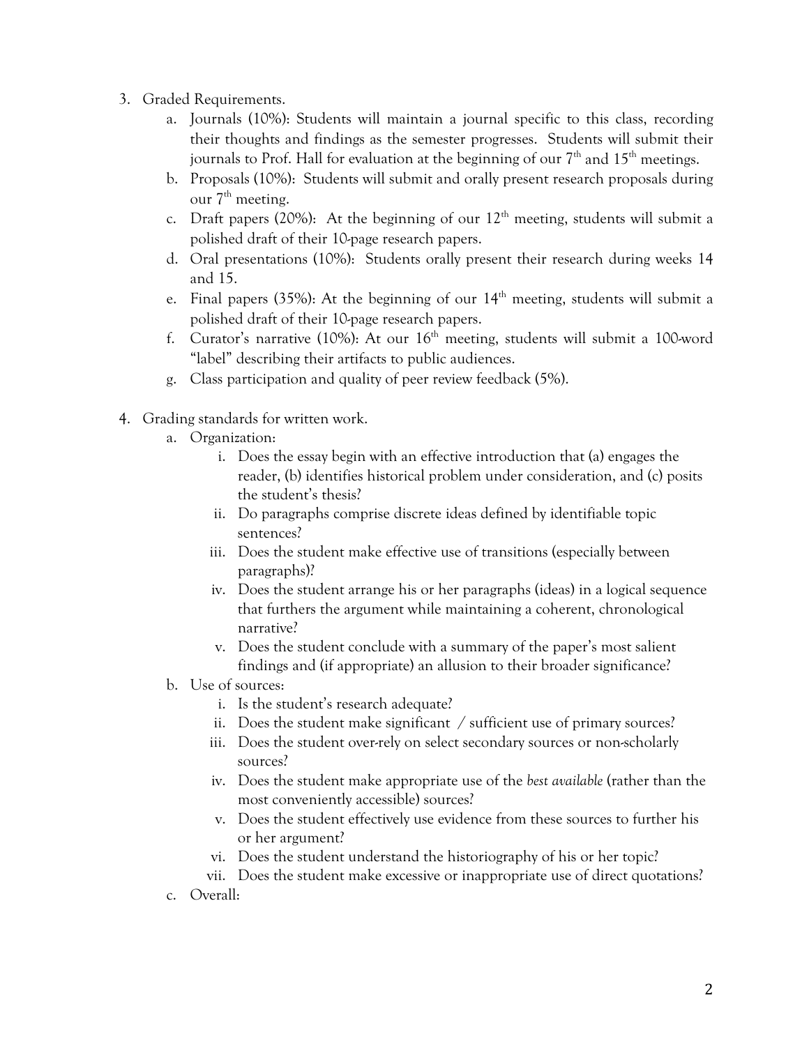3. Graded Requirements.
   a. Journals (10%): Students will maintain a journal specific to this class, recording their thoughts and findings as the semester progresses. Students will submit their journals to Prof. Hall for evaluation at the beginning of our 7th and 15th meetings.
   b. Proposals (10%): Students will submit and orally present research proposals during our 7th meeting.
   c. Draft papers (20%): At the beginning of our 12th meeting, students will submit a polished draft of their 10-page research papers.
   d. Oral presentations (10%): Students orally present their research during weeks 14 and 15.
   e. Final papers (35%): At the beginning of our 14th meeting, students will submit a polished draft of their 10-page research papers.
   f. Curator's narrative (10%): At our 16th meeting, students will submit a 100-word "label" describing their artifacts to public audiences.
   g. Class participation and quality of peer review feedback (5%).

4. Grading standards for written work.
   a. Organization:
      i. Does the essay begin with an effective introduction that (a) engages the reader, (b) identifies historical problem under consideration, and (c) posits the student's thesis?
      ii. Do paragraphs comprise discrete ideas defined by identifiable topic sentences?
      iii. Does the student make effective use of transitions (especially between paragraphs)?
      iv. Does the student arrange his or her paragraphs (ideas) in a logical sequence that furthers the argument while maintaining a coherent, chronological narrative?
      v. Does the student conclude with a summary of the paper's most salient findings and (if appropriate) an allusion to their broader significance?
   b. Use of sources:
      i. Is the student's research adequate?
      ii. Does the student make significant / sufficient use of primary sources?
      iii. Does the student over-rely on select secondary sources or non-scholarly sources?
      iv. Does the student make appropriate use of the *best available* (rather than the most conveniently accessible) sources?
      v. Does the student effectively use evidence from these sources to further his or her argument?
      vi. Does the student understand the historiography of his or her topic?
      vii. Does the student make excessive or inappropriate use of direct quotations?
   c. Overall: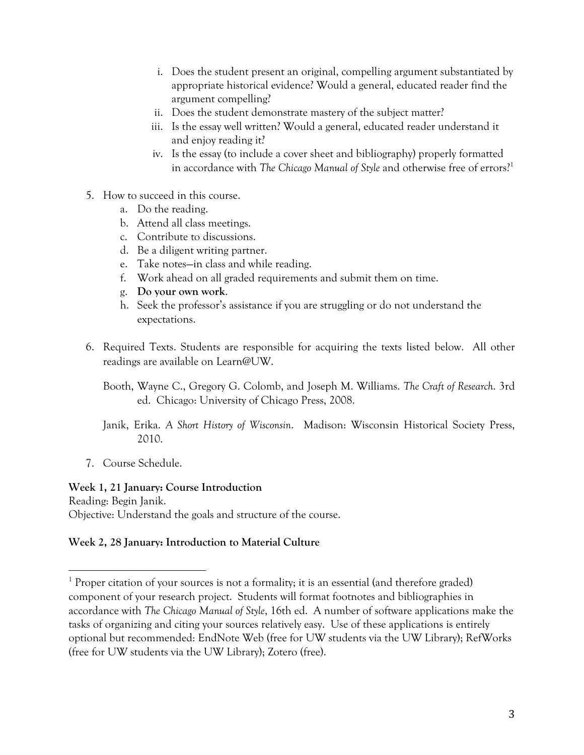i. Does the student present an original, compelling argument substantiated by appropriate historical evidence? Would a general, educated reader find the argument compelling?
   ii. Does the student demonstrate mastery of the subject matter?
   iii. Is the essay well written? Would a general, educated reader understand it and enjoy reading it?
   iv. Is the essay (to include a cover sheet and bibliography) properly formatted in accordance with *The Chicago Manual of Style* and otherwise free of errors?[1]

5. How to succeed in this course.
   a. Do the reading.
   b. Attend all class meetings.
   c. Contribute to discussions.
   d. Be a diligent writing partner.
   e. Take notes—in class and while reading.
   f. Work ahead on all graded requirements and submit them on time.
   g. **Do your own work**.
   h. Seek the professor's assistance if you are struggling or do not understand the expectations.

6. Required Texts. Students are responsible for acquiring the texts listed below. All other readings are available on Learn@UW.

   Booth, Wayne C., Gregory G. Colomb, and Joseph M. Williams. *The Craft of Research*. 3rd ed. Chicago: University of Chicago Press, 2008.

   Janik, Erika. *A Short History of Wisconsin*. Madison: Wisconsin Historical Society Press, 2010.

7. Course Schedule.

**Week 1, 21 January: Course Introduction**
Reading: Begin Janik.
Objective: Understand the goals and structure of the course.

**Week 2, 28 January: Introduction to Material Culture**

---

[1] Proper citation of your sources is not a formality; it is an essential (and therefore graded) component of your research project. Students will format footnotes and bibliographies in accordance with *The Chicago Manual of Style*, 16th ed. A number of software applications make the tasks of organizing and citing your sources relatively easy. Use of these applications is entirely optional but recommended: EndNote Web (free for UW students via the UW Library); RefWorks (free for UW students via the UW Library); Zotero (free).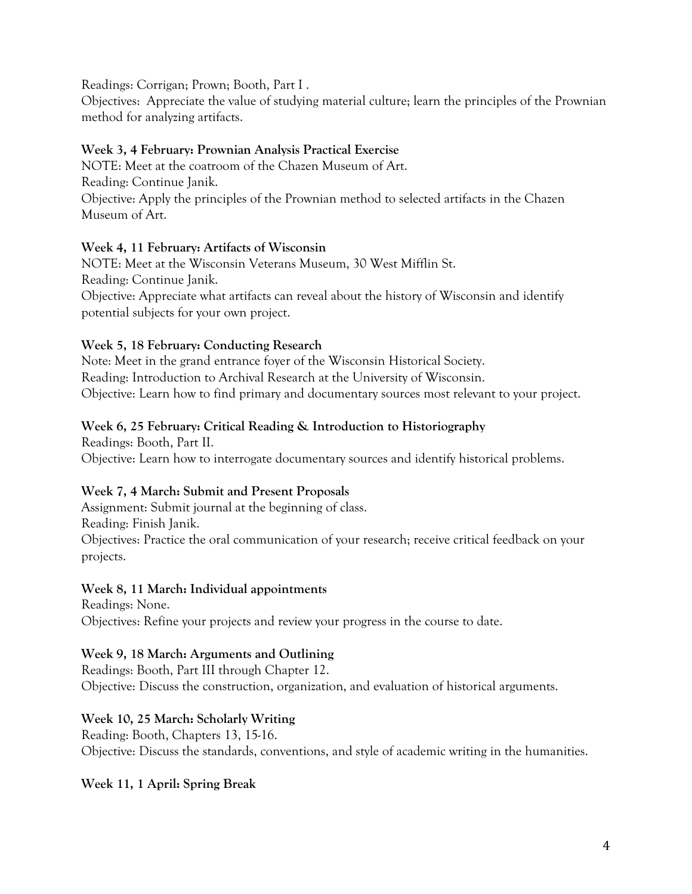Readings: Corrigan; Prown; Booth, Part I .
Objectives: Appreciate the value of studying material culture; learn the principles of the Prownian method for analyzing artifacts.

**Week 3, 4 February: Prownian Analysis Practical Exercise**
NOTE: Meet at the coatroom of the Chazen Museum of Art.
Reading: Continue Janik.
Objective: Apply the principles of the Prownian method to selected artifacts in the Chazen Museum of Art.

**Week 4, 11 February: Artifacts of Wisconsin**
NOTE: Meet at the Wisconsin Veterans Museum, 30 West Mifflin St.
Reading: Continue Janik.
Objective: Appreciate what artifacts can reveal about the history of Wisconsin and identify potential subjects for your own project.

**Week 5, 18 February: Conducting Research**
Note: Meet in the grand entrance foyer of the Wisconsin Historical Society.
Reading: Introduction to Archival Research at the University of Wisconsin.
Objective: Learn how to find primary and documentary sources most relevant to your project.

**Week 6, 25 February: Critical Reading & Introduction to Historiography**
Readings: Booth, Part II.
Objective: Learn how to interrogate documentary sources and identify historical problems.

**Week 7, 4 March: Submit and Present Proposals**
Assignment: Submit journal at the beginning of class.
Reading: Finish Janik.
Objectives: Practice the oral communication of your research; receive critical feedback on your projects.

**Week 8, 11 March: Individual appointments**
Readings: None.
Objectives: Refine your projects and review your progress in the course to date.

**Week 9, 18 March: Arguments and Outlining**
Readings: Booth, Part III through Chapter 12.
Objective: Discuss the construction, organization, and evaluation of historical arguments.

**Week 10, 25 March: Scholarly Writing**
Reading: Booth, Chapters 13, 15-16.
Objective: Discuss the standards, conventions, and style of academic writing in the humanities.

**Week 11, 1 April: Spring Break**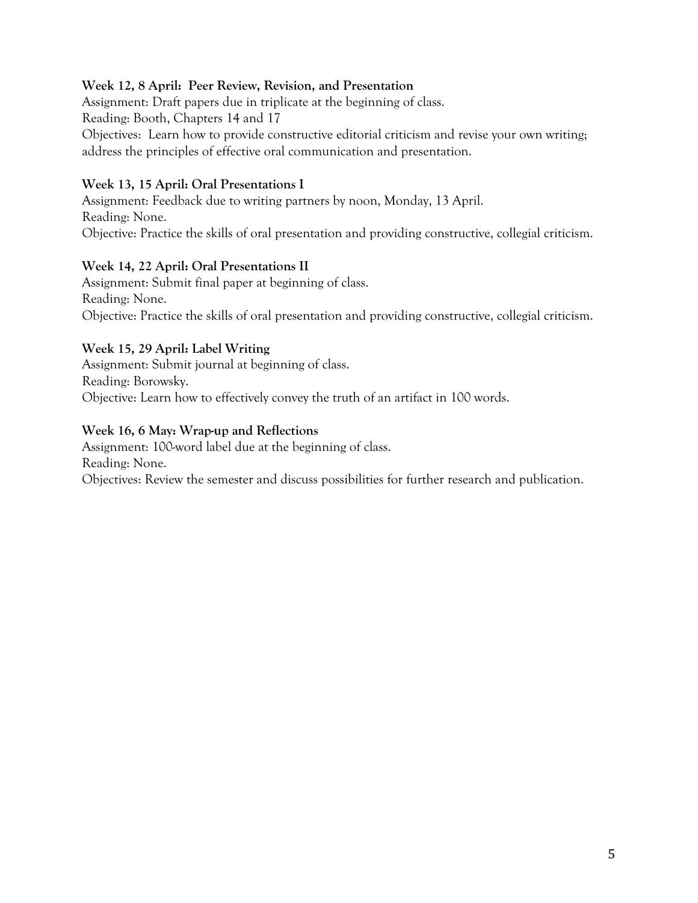**Week 12, 8 April: Peer Review, Revision, and Presentation**

Assignment: Draft papers due in triplicate at the beginning of class.
Reading: Booth, Chapters 14 and 17
Objectives: Learn how to provide constructive editorial criticism and revise your own writing; address the principles of effective oral communication and presentation.

**Week 13, 15 April: Oral Presentations I**

Assignment: Feedback due to writing partners by noon, Monday, 13 April.
Reading: None.
Objective: Practice the skills of oral presentation and providing constructive, collegial criticism.

**Week 14, 22 April: Oral Presentations II**

Assignment: Submit final paper at beginning of class.
Reading: None.
Objective: Practice the skills of oral presentation and providing constructive, collegial criticism.

**Week 15, 29 April: Label Writing**

Assignment: Submit journal at beginning of class.
Reading: Borowsky.
Objective: Learn how to effectively convey the truth of an artifact in 100 words.

**Week 16, 6 May: Wrap-up and Reflections**

Assignment: 100-word label due at the beginning of class.
Reading: None.
Objectives: Review the semester and discuss possibilities for further research and publication.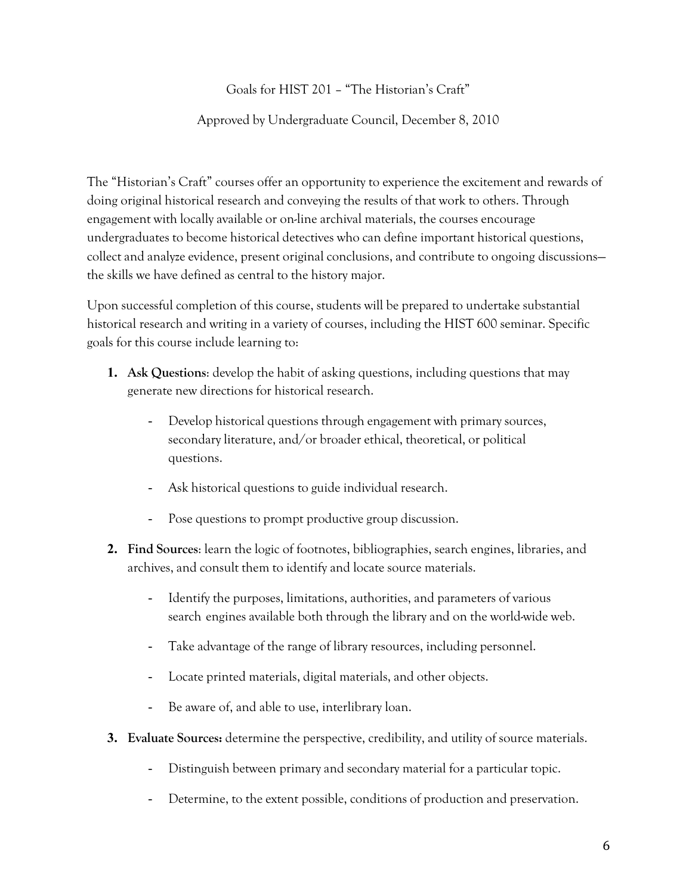Goals for HIST 201 – "The Historian's Craft"

Approved by Undergraduate Council, December 8, 2010

The "Historian's Craft" courses offer an opportunity to experience the excitement and rewards of doing original historical research and conveying the results of that work to others. Through engagement with locally available or on-line archival materials, the courses encourage undergraduates to become historical detectives who can define important historical questions, collect and analyze evidence, present original conclusions, and contribute to ongoing discussions—the skills we have defined as central to the history major.

Upon successful completion of this course, students will be prepared to undertake substantial historical research and writing in a variety of courses, including the HIST 600 seminar. Specific goals for this course include learning to:

1. **Ask Questions**: develop the habit of asking questions, including questions that may generate new directions for historical research.
   - Develop historical questions through engagement with primary sources, secondary literature, and/or broader ethical, theoretical, or political questions.
   - Ask historical questions to guide individual research.
   - Pose questions to prompt productive group discussion.
2. **Find Sources**: learn the logic of footnotes, bibliographies, search engines, libraries, and archives, and consult them to identify and locate source materials.
   - Identify the purposes, limitations, authorities, and parameters of various search engines available both through the library and on the world-wide web.
   - Take advantage of the range of library resources, including personnel.
   - Locate printed materials, digital materials, and other objects.
   - Be aware of, and able to use, interlibrary loan.
3. **Evaluate Sources:** determine the perspective, credibility, and utility of source materials.
   - Distinguish between primary and secondary material for a particular topic.
   - Determine, to the extent possible, conditions of production and preservation.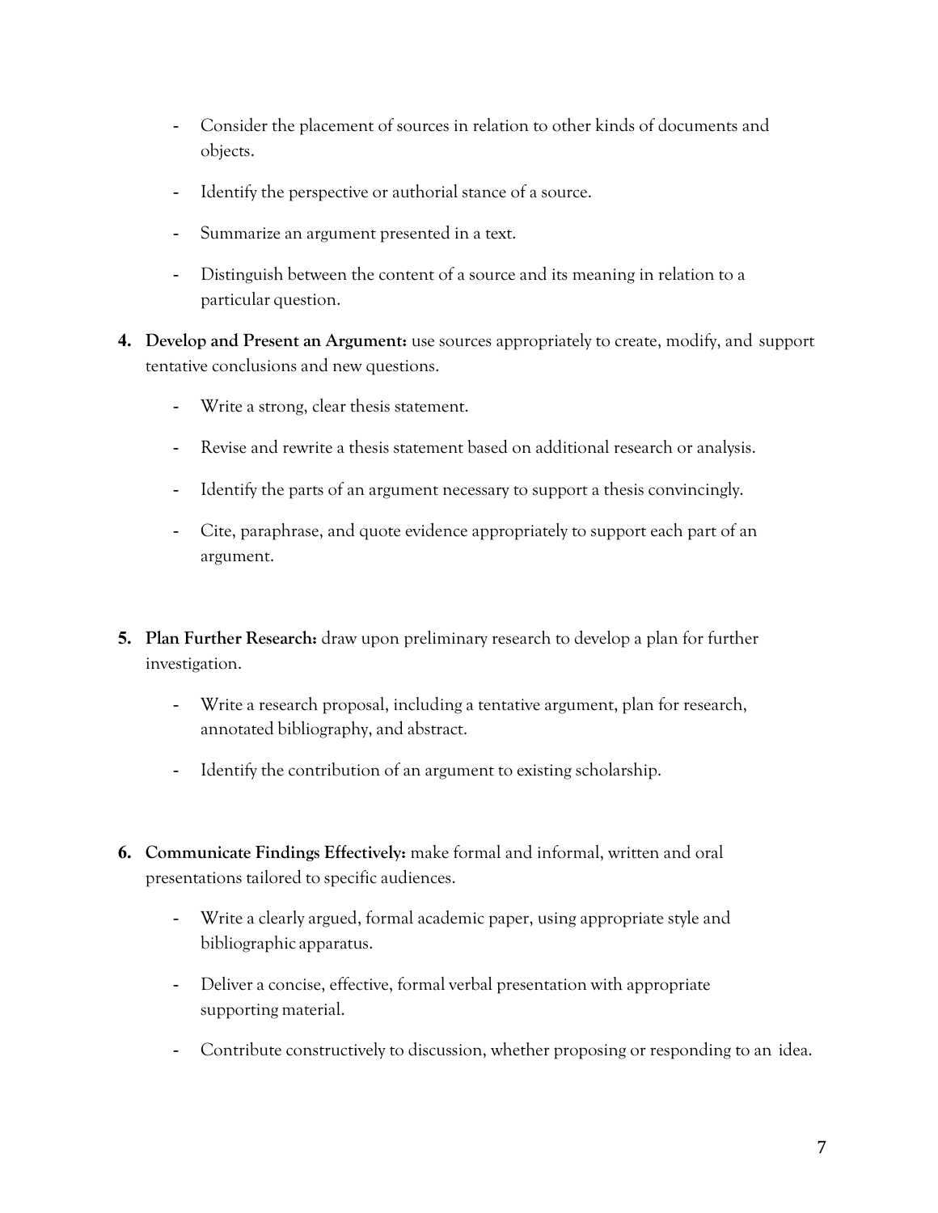- Consider the placement of sources in relation to other kinds of documents and objects.
- Identify the perspective or authorial stance of a source.
- Summarize an argument presented in a text.
- Distinguish between the content of a source and its meaning in relation to a particular question.

4. **Develop and Present an Argument:** use sources appropriately to create, modify, and support tentative conclusions and new questions.
   - Write a strong, clear thesis statement.
   - Revise and rewrite a thesis statement based on additional research or analysis.
   - Identify the parts of an argument necessary to support a thesis convincingly.
   - Cite, paraphrase, and quote evidence appropriately to support each part of an argument.

5. **Plan Further Research:** draw upon preliminary research to develop a plan for further investigation.
   - Write a research proposal, including a tentative argument, plan for research, annotated bibliography, and abstract.
   - Identify the contribution of an argument to existing scholarship.

6. **Communicate Findings Effectively:** make formal and informal, written and oral presentations tailored to specific audiences.
   - Write a clearly argued, formal academic paper, using appropriate style and bibliographic apparatus.
   - Deliver a concise, effective, formal verbal presentation with appropriate supporting material.
   - Contribute constructively to discussion, whether proposing or responding to an idea.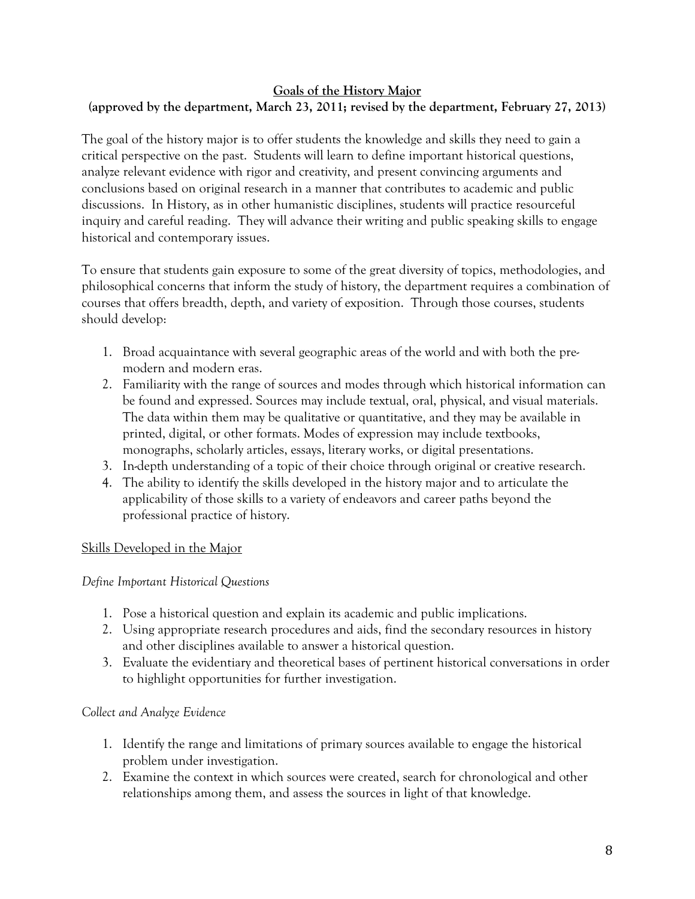## Goals of the History Major

**(approved by the department, March 23, 2011; revised by the department, February 27, 2013)**

The goal of the history major is to offer students the knowledge and skills they need to gain a critical perspective on the past. Students will learn to define important historical questions, analyze relevant evidence with rigor and creativity, and present convincing arguments and conclusions based on original research in a manner that contributes to academic and public discussions. In History, as in other humanistic disciplines, students will practice resourceful inquiry and careful reading. They will advance their writing and public speaking skills to engage historical and contemporary issues.

To ensure that students gain exposure to some of the great diversity of topics, methodologies, and philosophical concerns that inform the study of history, the department requires a combination of courses that offers breadth, depth, and variety of exposition. Through those courses, students should develop:

1. Broad acquaintance with several geographic areas of the world and with both the pre-modern and modern eras.
2. Familiarity with the range of sources and modes through which historical information can be found and expressed. Sources may include textual, oral, physical, and visual materials. The data within them may be qualitative or quantitative, and they may be available in printed, digital, or other formats. Modes of expression may include textbooks, monographs, scholarly articles, essays, literary works, or digital presentations.
3. In-depth understanding of a topic of their choice through original or creative research.
4. The ability to identify the skills developed in the history major and to articulate the applicability of those skills to a variety of endeavors and career paths beyond the professional practice of history.

### Skills Developed in the Major

*Define Important Historical Questions*

1. Pose a historical question and explain its academic and public implications.
2. Using appropriate research procedures and aids, find the secondary resources in history and other disciplines available to answer a historical question.
3. Evaluate the evidentiary and theoretical bases of pertinent historical conversations in order to highlight opportunities for further investigation.

*Collect and Analyze Evidence*

1. Identify the range and limitations of primary sources available to engage the historical problem under investigation.
2. Examine the context in which sources were created, search for chronological and other relationships among them, and assess the sources in light of that knowledge.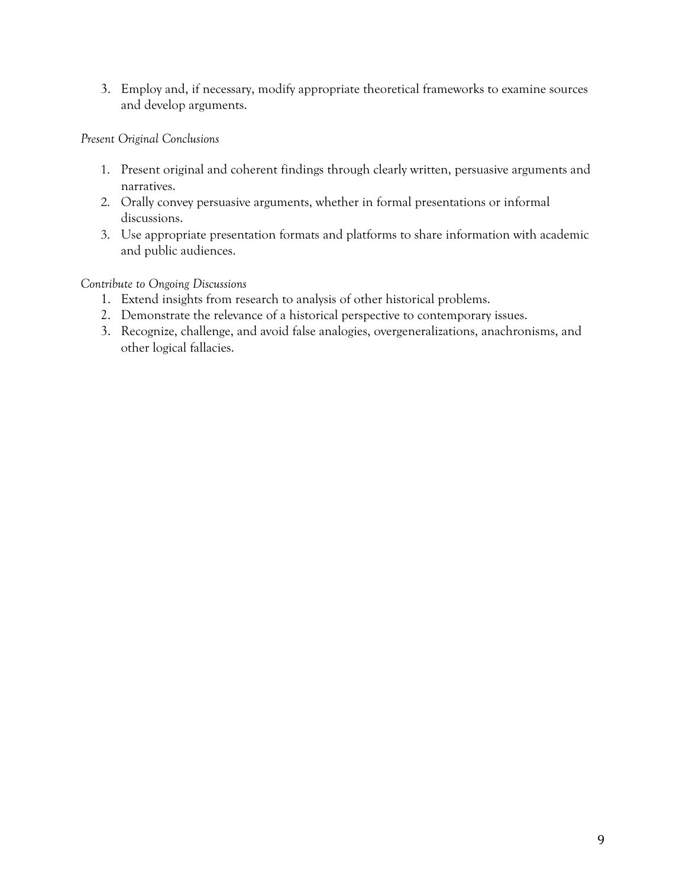3. Employ and, if necessary, modify appropriate theoretical frameworks to examine sources and develop arguments.

*Present Original Conclusions*

1. Present original and coherent findings through clearly written, persuasive arguments and narratives.
2. Orally convey persuasive arguments, whether in formal presentations or informal discussions.
3. Use appropriate presentation formats and platforms to share information with academic and public audiences.

*Contribute to Ongoing Discussions*

1. Extend insights from research to analysis of other historical problems.
2. Demonstrate the relevance of a historical perspective to contemporary issues.
3. Recognize, challenge, and avoid false analogies, overgeneralizations, anachronisms, and other logical fallacies.